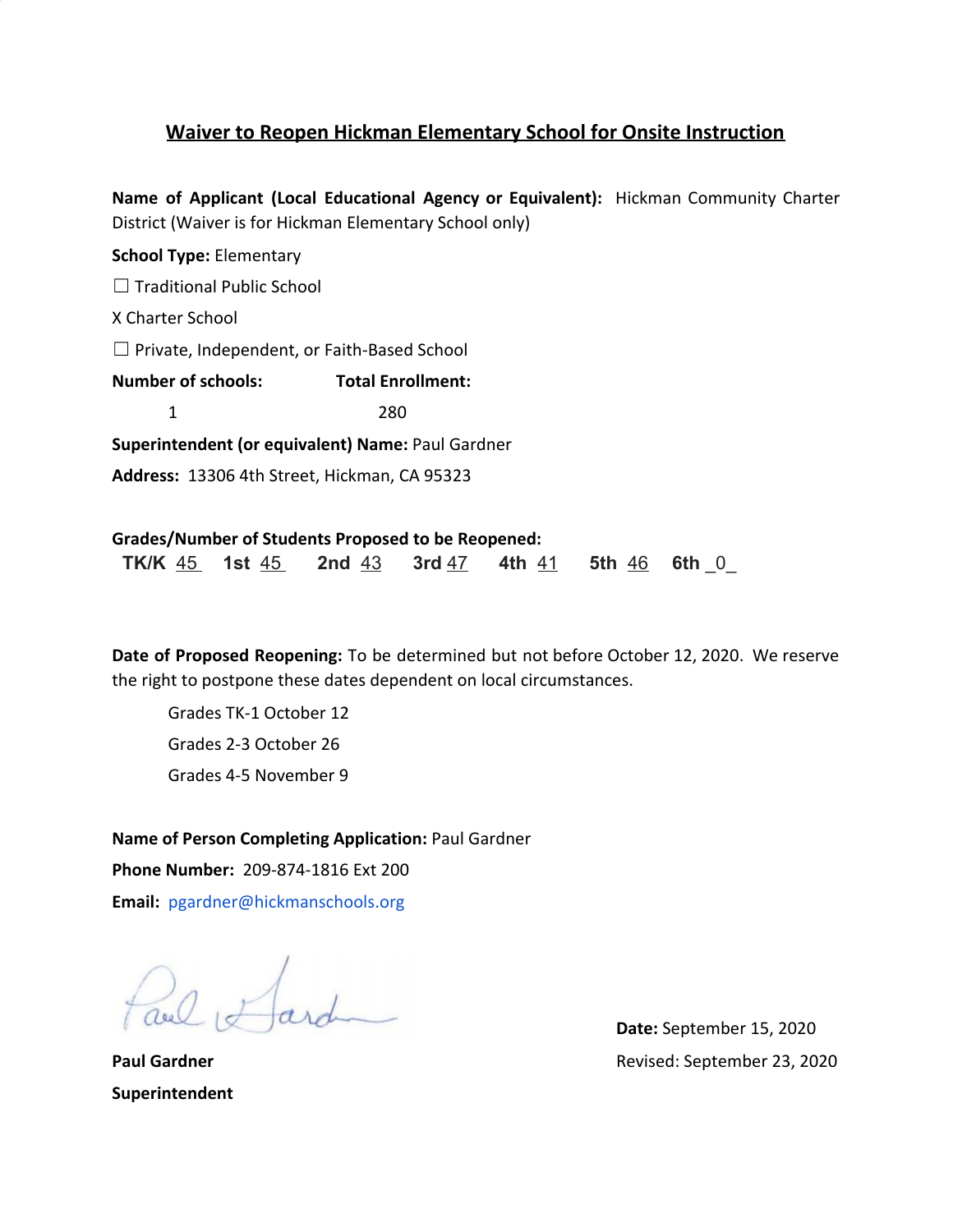## Waiver to Reopen Hickman Elementary School for Onsite Instruction

**Name of Applicant (Local Educational Agency or Equivalent):** Hickman Community Charter District (Waiver is for Hickman Elementary School only)

**School Type:** Elementary

☐ Traditional Public School

X Charter School

☐ Private, Independent, or Faith-Based School

| **Number of schools:** | **Total Enrollment:** |
|---|---|
| 1 | 280 |

**Superintendent (or equivalent) Name:** Paul Gardner

**Address:** 13306 4th Street, Hickman, CA 95323

**Grades/Number of Students Proposed to be Reopened:**

**TK/K** 45 **1st** 45 **2nd** 43 **3rd** 47 **4th** 41 **5th** 46 **6th** 0

**Date of Proposed Reopening:** To be determined but not before October 12, 2020. We reserve the right to postpone these dates dependent on local circumstances.

Grades TK-1 October 12

Grades 2-3 October 26

Grades 4-5 November 9

**Name of Person Completing Application:** Paul Gardner

**Phone Number:** 209-874-1816 Ext 200

**Email:** pgardner@hickmanschools.org

**Paul Gardner**

**Superintendent**

**Date:** September 15, 2020

Revised: September 23, 2020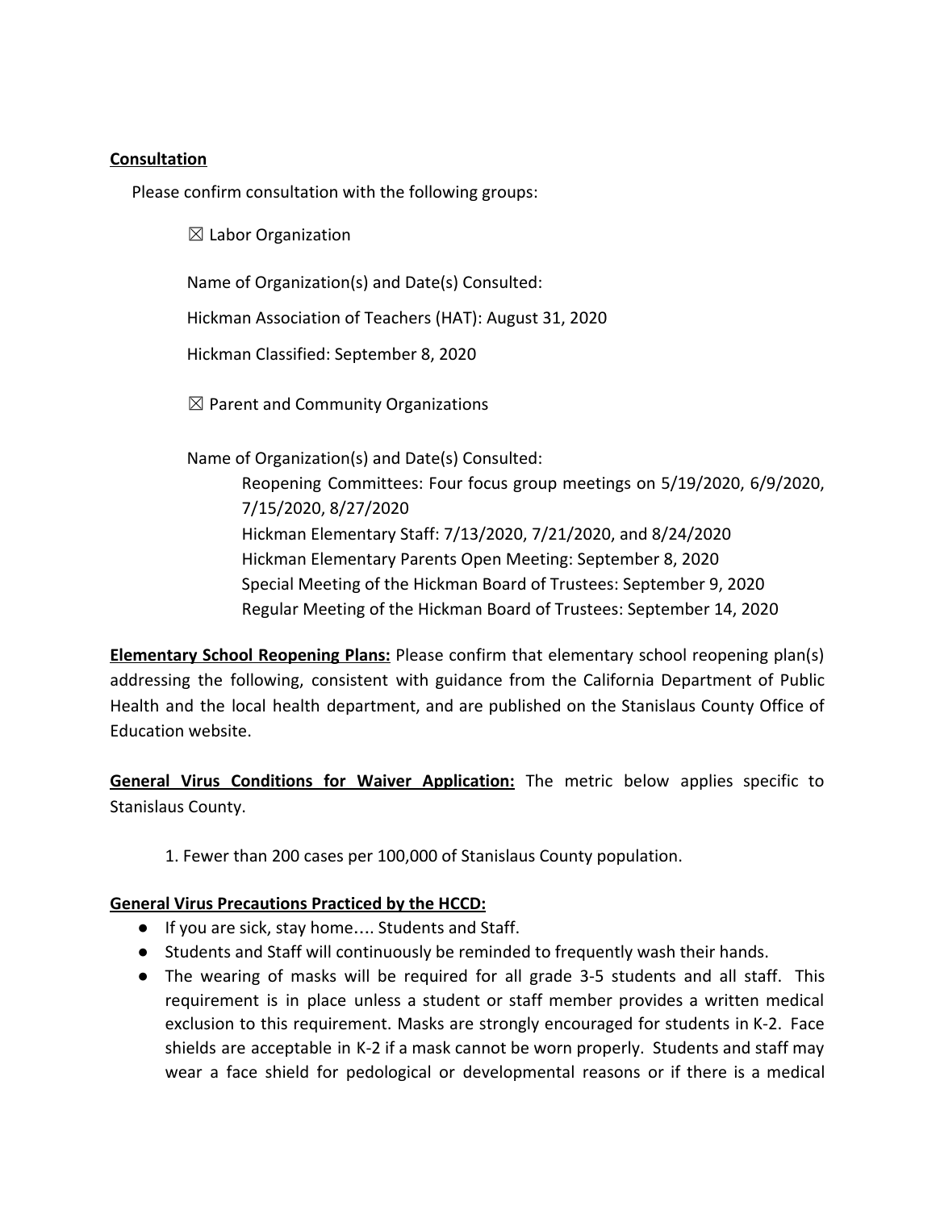**Consultation**

Please confirm consultation with the following groups:

☒ Labor Organization

Name of Organization(s) and Date(s) Consulted:

Hickman Association of Teachers (HAT): August 31, 2020

Hickman Classified: September 8, 2020

☒ Parent and Community Organizations

Name of Organization(s) and Date(s) Consulted:

Reopening Committees: Four focus group meetings on 5/19/2020, 6/9/2020, 7/15/2020, 8/27/2020
Hickman Elementary Staff: 7/13/2020, 7/21/2020, and 8/24/2020
Hickman Elementary Parents Open Meeting: September 8, 2020
Special Meeting of the Hickman Board of Trustees: September 9, 2020
Regular Meeting of the Hickman Board of Trustees: September 14, 2020

**Elementary School Reopening Plans:** Please confirm that elementary school reopening plan(s) addressing the following, consistent with guidance from the California Department of Public Health and the local health department, and are published on the Stanislaus County Office of Education website.

**General Virus Conditions for Waiver Application:** The metric below applies specific to Stanislaus County.

1. Fewer than 200 cases per 100,000 of Stanislaus County population.

**General Virus Precautions Practiced by the HCCD:**

- If you are sick, stay home…. Students and Staff.
- Students and Staff will continuously be reminded to frequently wash their hands.
- The wearing of masks will be required for all grade 3-5 students and all staff. This requirement is in place unless a student or staff member provides a written medical exclusion to this requirement. Masks are strongly encouraged for students in K-2. Face shields are acceptable in K-2 if a mask cannot be worn properly. Students and staff may wear a face shield for pedological or developmental reasons or if there is a medical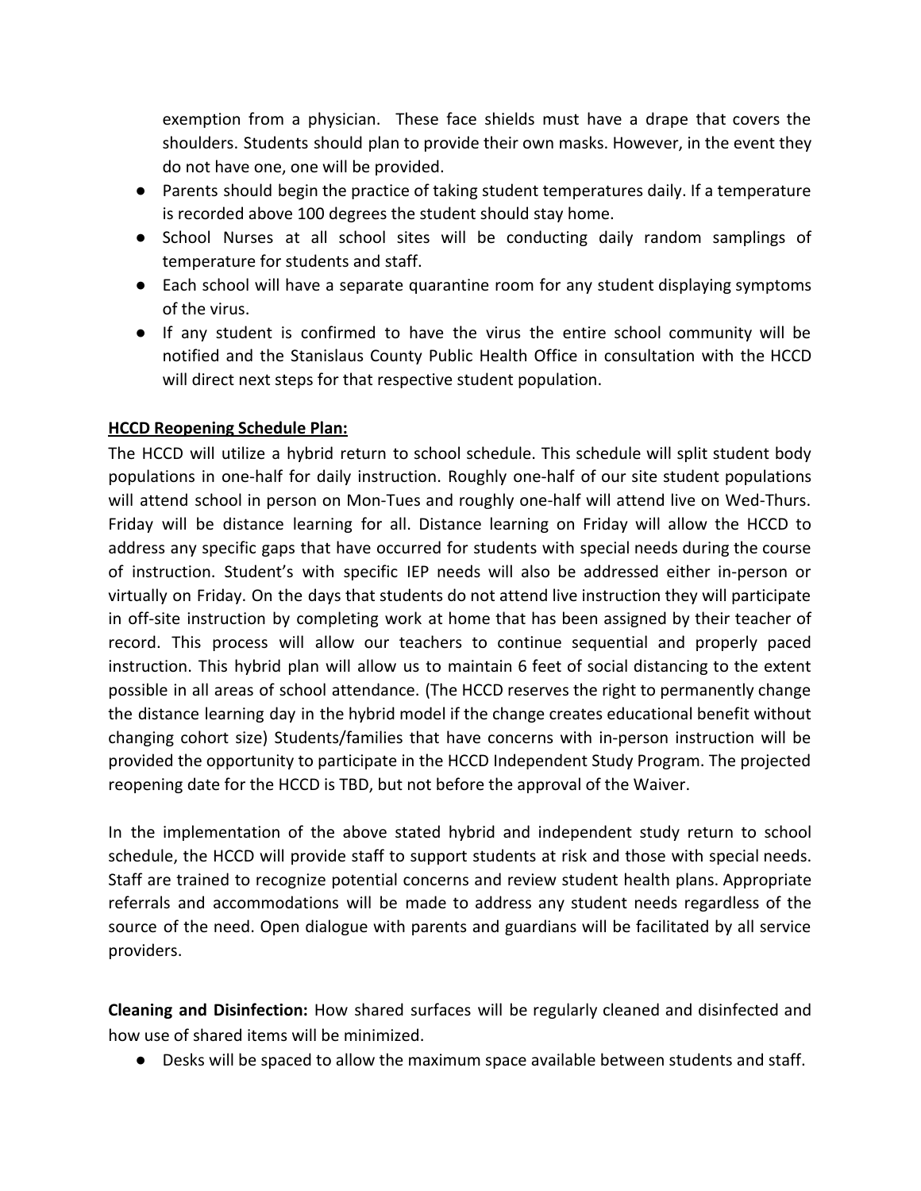exemption from a physician. These face shields must have a drape that covers the shoulders. Students should plan to provide their own masks. However, in the event they do not have one, one will be provided.

- Parents should begin the practice of taking student temperatures daily. If a temperature is recorded above 100 degrees the student should stay home.
- School Nurses at all school sites will be conducting daily random samplings of temperature for students and staff.
- Each school will have a separate quarantine room for any student displaying symptoms of the virus.
- If any student is confirmed to have the virus the entire school community will be notified and the Stanislaus County Public Health Office in consultation with the HCCD will direct next steps for that respective student population.

**HCCD Reopening Schedule Plan:**

The HCCD will utilize a hybrid return to school schedule. This schedule will split student body populations in one-half for daily instruction. Roughly one-half of our site student populations will attend school in person on Mon-Tues and roughly one-half will attend live on Wed-Thurs. Friday will be distance learning for all. Distance learning on Friday will allow the HCCD to address any specific gaps that have occurred for students with special needs during the course of instruction. Student's with specific IEP needs will also be addressed either in-person or virtually on Friday. On the days that students do not attend live instruction they will participate in off-site instruction by completing work at home that has been assigned by their teacher of record. This process will allow our teachers to continue sequential and properly paced instruction. This hybrid plan will allow us to maintain 6 feet of social distancing to the extent possible in all areas of school attendance. (The HCCD reserves the right to permanently change the distance learning day in the hybrid model if the change creates educational benefit without changing cohort size) Students/families that have concerns with in-person instruction will be provided the opportunity to participate in the HCCD Independent Study Program. The projected reopening date for the HCCD is TBD, but not before the approval of the Waiver.

In the implementation of the above stated hybrid and independent study return to school schedule, the HCCD will provide staff to support students at risk and those with special needs. Staff are trained to recognize potential concerns and review student health plans. Appropriate referrals and accommodations will be made to address any student needs regardless of the source of the need. Open dialogue with parents and guardians will be facilitated by all service providers.

**Cleaning and Disinfection:** How shared surfaces will be regularly cleaned and disinfected and how use of shared items will be minimized.

- Desks will be spaced to allow the maximum space available between students and staff.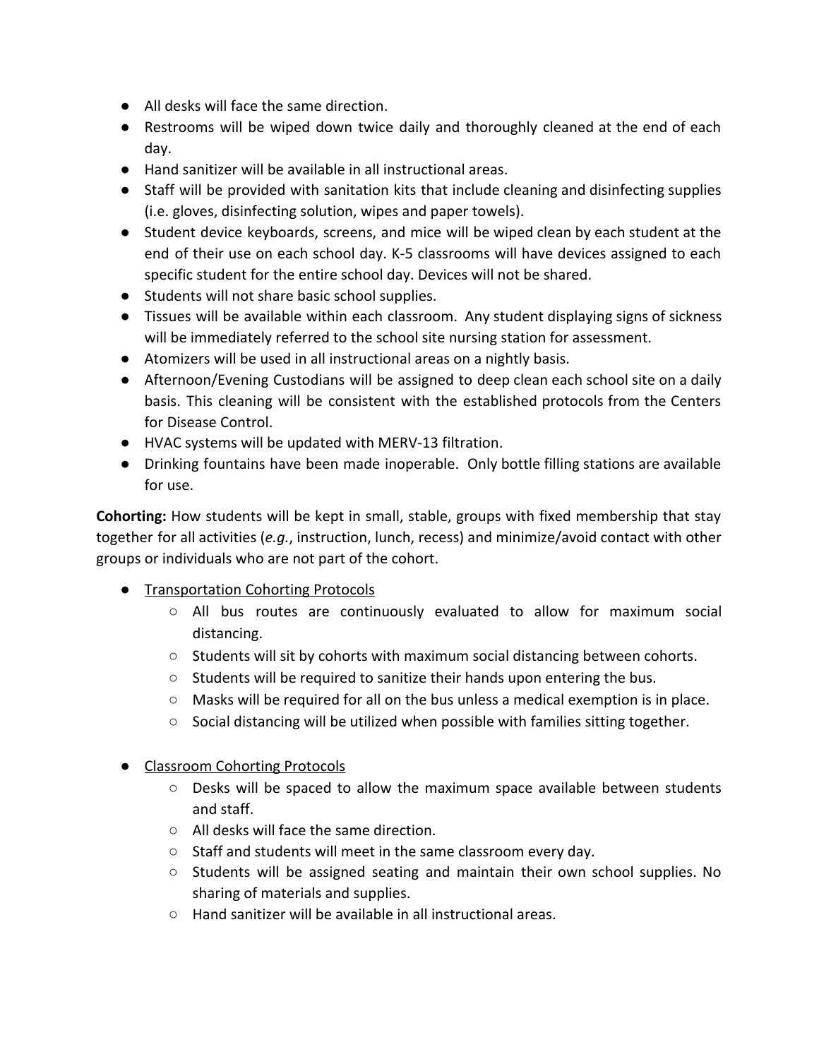- All desks will face the same direction.
- Restrooms will be wiped down twice daily and thoroughly cleaned at the end of each day.
- Hand sanitizer will be available in all instructional areas.
- Staff will be provided with sanitation kits that include cleaning and disinfecting supplies (i.e. gloves, disinfecting solution, wipes and paper towels).
- Student device keyboards, screens, and mice will be wiped clean by each student at the end of their use on each school day. K-5 classrooms will have devices assigned to each specific student for the entire school day. Devices will not be shared.
- Students will not share basic school supplies.
- Tissues will be available within each classroom. Any student displaying signs of sickness will be immediately referred to the school site nursing station for assessment.
- Atomizers will be used in all instructional areas on a nightly basis.
- Afternoon/Evening Custodians will be assigned to deep clean each school site on a daily basis. This cleaning will be consistent with the established protocols from the Centers for Disease Control.
- HVAC systems will be updated with MERV-13 filtration.
- Drinking fountains have been made inoperable. Only bottle filling stations are available for use.

**Cohorting:** How students will be kept in small, stable, groups with fixed membership that stay together for all activities (*e.g.*, instruction, lunch, recess) and minimize/avoid contact with other groups or individuals who are not part of the cohort.

- Transportation Cohorting Protocols
  - All bus routes are continuously evaluated to allow for maximum social distancing.
  - Students will sit by cohorts with maximum social distancing between cohorts.
  - Students will be required to sanitize their hands upon entering the bus.
  - Masks will be required for all on the bus unless a medical exemption is in place.
  - Social distancing will be utilized when possible with families sitting together.

- Classroom Cohorting Protocols
  - Desks will be spaced to allow the maximum space available between students and staff.
  - All desks will face the same direction.
  - Staff and students will meet in the same classroom every day.
  - Students will be assigned seating and maintain their own school supplies. No sharing of materials and supplies.
  - Hand sanitizer will be available in all instructional areas.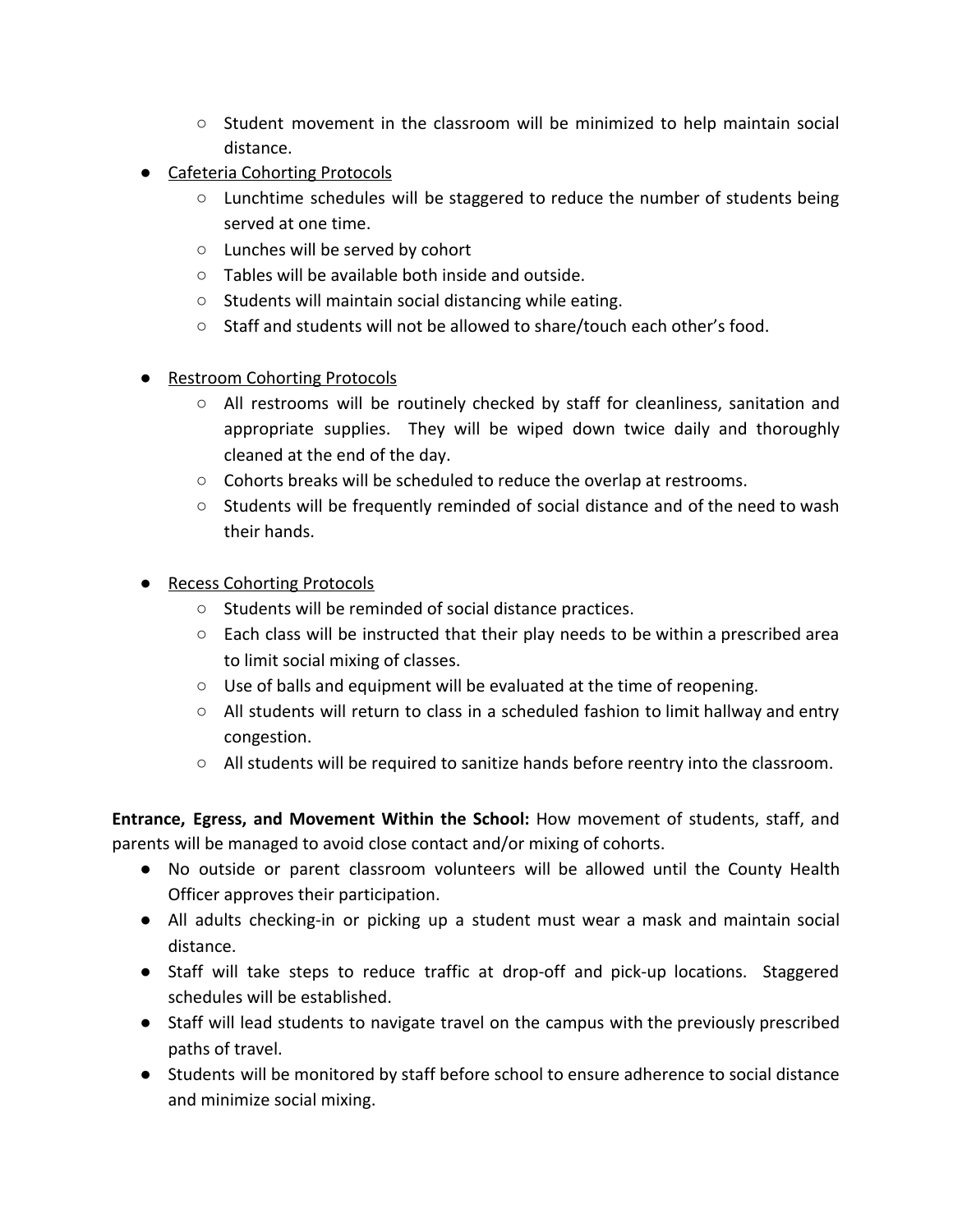- Student movement in the classroom will be minimized to help maintain social distance.
- Cafeteria Cohorting Protocols
    - Lunchtime schedules will be staggered to reduce the number of students being served at one time.
    - Lunches will be served by cohort
    - Tables will be available both inside and outside.
    - Students will maintain social distancing while eating.
    - Staff and students will not be allowed to share/touch each other's food.

- Restroom Cohorting Protocols
    - All restrooms will be routinely checked by staff for cleanliness, sanitation and appropriate supplies. They will be wiped down twice daily and thoroughly cleaned at the end of the day.
    - Cohorts breaks will be scheduled to reduce the overlap at restrooms.
    - Students will be frequently reminded of social distance and of the need to wash their hands.

- Recess Cohorting Protocols
    - Students will be reminded of social distance practices.
    - Each class will be instructed that their play needs to be within a prescribed area to limit social mixing of classes.
    - Use of balls and equipment will be evaluated at the time of reopening.
    - All students will return to class in a scheduled fashion to limit hallway and entry congestion.
    - All students will be required to sanitize hands before reentry into the classroom.

**Entrance, Egress, and Movement Within the School:** How movement of students, staff, and parents will be managed to avoid close contact and/or mixing of cohorts.

- No outside or parent classroom volunteers will be allowed until the County Health Officer approves their participation.
- All adults checking-in or picking up a student must wear a mask and maintain social distance.
- Staff will take steps to reduce traffic at drop-off and pick-up locations. Staggered schedules will be established.
- Staff will lead students to navigate travel on the campus with the previously prescribed paths of travel.
- Students will be monitored by staff before school to ensure adherence to social distance and minimize social mixing.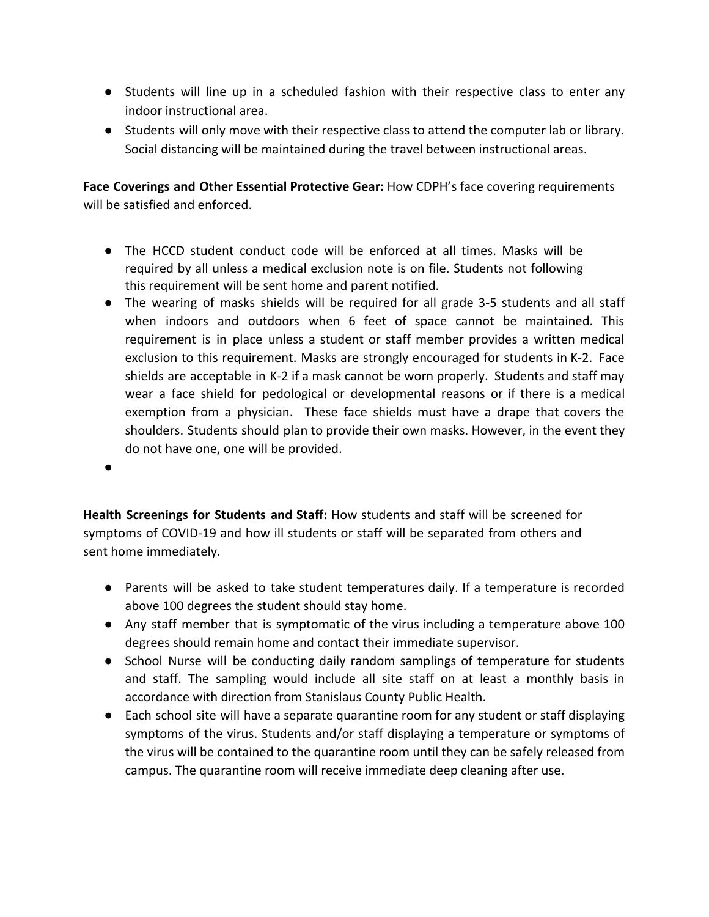- Students will line up in a scheduled fashion with their respective class to enter any indoor instructional area.
- Students will only move with their respective class to attend the computer lab or library. Social distancing will be maintained during the travel between instructional areas.

**Face Coverings and Other Essential Protective Gear:** How CDPH's face covering requirements will be satisfied and enforced.

- The HCCD student conduct code will be enforced at all times. Masks will be required by all unless a medical exclusion note is on file. Students not following this requirement will be sent home and parent notified.
- The wearing of masks shields will be required for all grade 3-5 students and all staff when indoors and outdoors when 6 feet of space cannot be maintained. This requirement is in place unless a student or staff member provides a written medical exclusion to this requirement. Masks are strongly encouraged for students in K-2. Face shields are acceptable in K-2 if a mask cannot be worn properly. Students and staff may wear a face shield for pedological or developmental reasons or if there is a medical exemption from a physician. These face shields must have a drape that covers the shoulders. Students should plan to provide their own masks. However, in the event they do not have one, one will be provided.
-

**Health Screenings for Students and Staff:** How students and staff will be screened for symptoms of COVID-19 and how ill students or staff will be separated from others and sent home immediately.

- Parents will be asked to take student temperatures daily. If a temperature is recorded above 100 degrees the student should stay home.
- Any staff member that is symptomatic of the virus including a temperature above 100 degrees should remain home and contact their immediate supervisor.
- School Nurse will be conducting daily random samplings of temperature for students and staff. The sampling would include all site staff on at least a monthly basis in accordance with direction from Stanislaus County Public Health.
- Each school site will have a separate quarantine room for any student or staff displaying symptoms of the virus. Students and/or staff displaying a temperature or symptoms of the virus will be contained to the quarantine room until they can be safely released from campus. The quarantine room will receive immediate deep cleaning after use.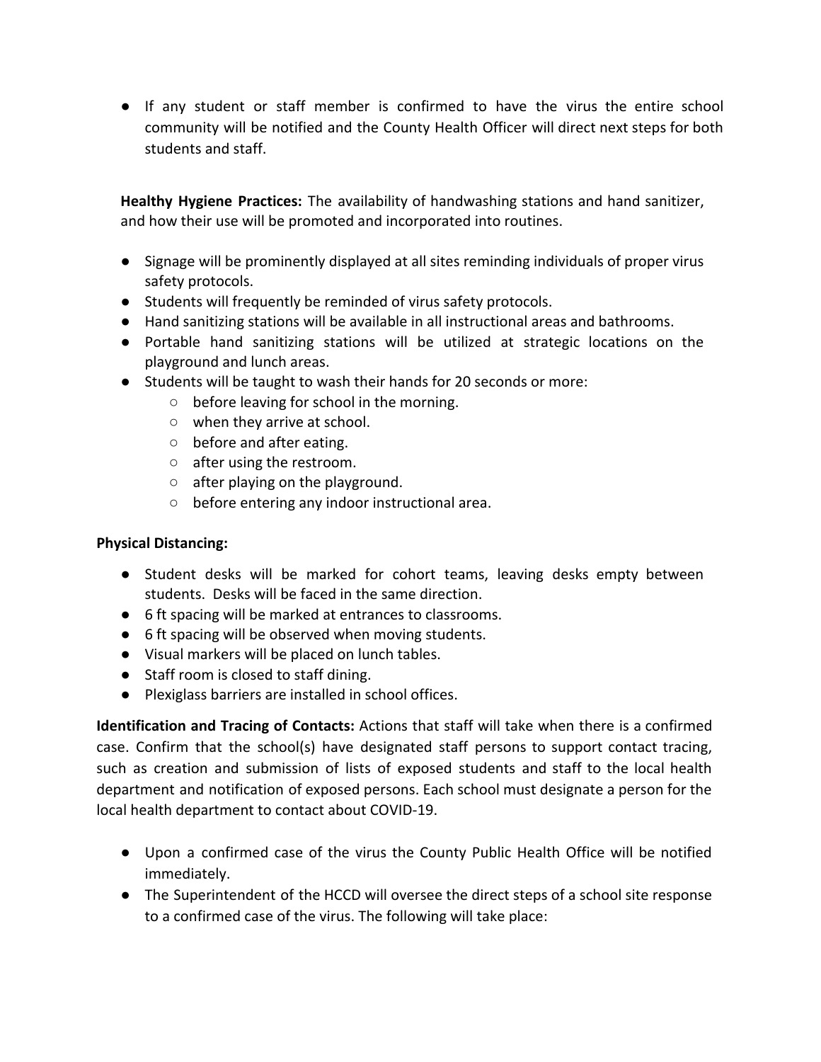- If any student or staff member is confirmed to have the virus the entire school community will be notified and the County Health Officer will direct next steps for both students and staff.

**Healthy Hygiene Practices:** The availability of handwashing stations and hand sanitizer, and how their use will be promoted and incorporated into routines.

- Signage will be prominently displayed at all sites reminding individuals of proper virus safety protocols.
- Students will frequently be reminded of virus safety protocols.
- Hand sanitizing stations will be available in all instructional areas and bathrooms.
- Portable hand sanitizing stations will be utilized at strategic locations on the playground and lunch areas.
- Students will be taught to wash their hands for 20 seconds or more:
  - before leaving for school in the morning.
  - when they arrive at school.
  - before and after eating.
  - after using the restroom.
  - after playing on the playground.
  - before entering any indoor instructional area.

**Physical Distancing:**

- Student desks will be marked for cohort teams, leaving desks empty between students. Desks will be faced in the same direction.
- 6 ft spacing will be marked at entrances to classrooms.
- 6 ft spacing will be observed when moving students.
- Visual markers will be placed on lunch tables.
- Staff room is closed to staff dining.
- Plexiglass barriers are installed in school offices.

**Identification and Tracing of Contacts:** Actions that staff will take when there is a confirmed case. Confirm that the school(s) have designated staff persons to support contact tracing, such as creation and submission of lists of exposed students and staff to the local health department and notification of exposed persons. Each school must designate a person for the local health department to contact about COVID-19.

- Upon a confirmed case of the virus the County Public Health Office will be notified immediately.
- The Superintendent of the HCCD will oversee the direct steps of a school site response to a confirmed case of the virus. The following will take place: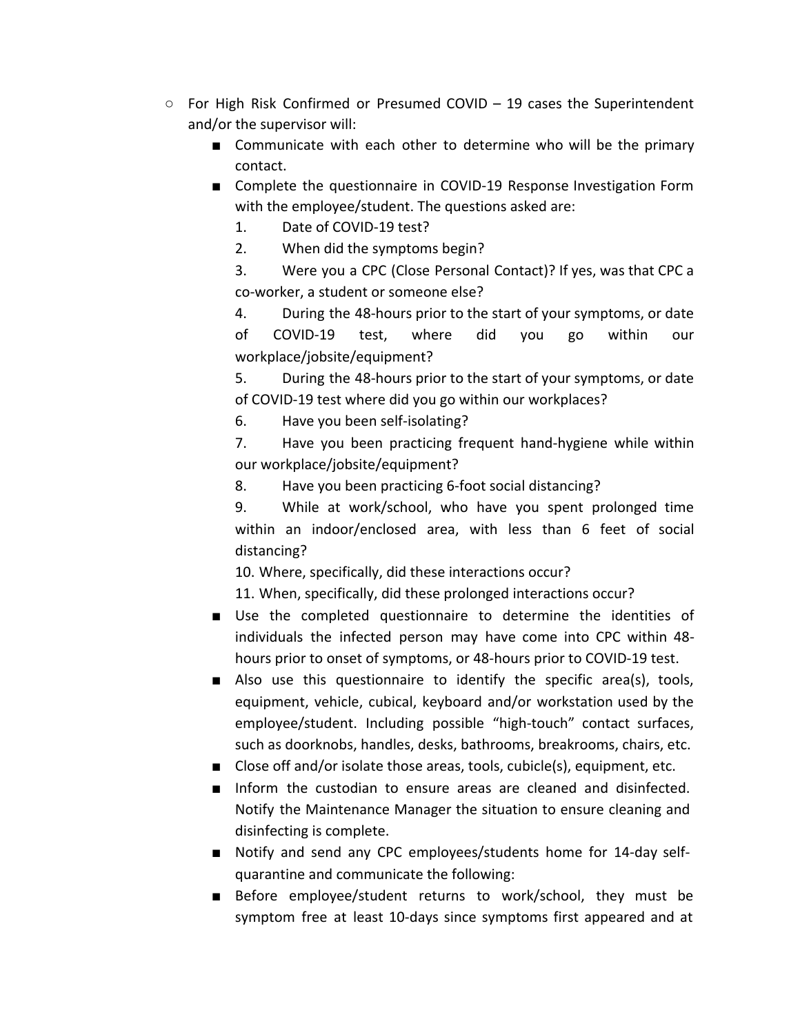- For High Risk Confirmed or Presumed COVID – 19 cases the Superintendent and/or the supervisor will:
  - Communicate with each other to determine who will be the primary contact.
  - Complete the questionnaire in COVID-19 Response Investigation Form with the employee/student. The questions asked are:
    1. Date of COVID-19 test?
    2. When did the symptoms begin?
    3. Were you a CPC (Close Personal Contact)? If yes, was that CPC a co-worker, a student or someone else?
    4. During the 48-hours prior to the start of your symptoms, or date of COVID-19 test, where did you go within our workplace/jobsite/equipment?
    5. During the 48-hours prior to the start of your symptoms, or date of COVID-19 test where did you go within our workplaces?
    6. Have you been self-isolating?
    7. Have you been practicing frequent hand-hygiene while within our workplace/jobsite/equipment?
    8. Have you been practicing 6-foot social distancing?
    9. While at work/school, who have you spent prolonged time within an indoor/enclosed area, with less than 6 feet of social distancing?
    10. Where, specifically, did these interactions occur?
    11. When, specifically, did these prolonged interactions occur?
  - Use the completed questionnaire to determine the identities of individuals the infected person may have come into CPC within 48-hours prior to onset of symptoms, or 48-hours prior to COVID-19 test.
  - Also use this questionnaire to identify the specific area(s), tools, equipment, vehicle, cubical, keyboard and/or workstation used by the employee/student. Including possible "high-touch" contact surfaces, such as doorknobs, handles, desks, bathrooms, breakrooms, chairs, etc.
  - Close off and/or isolate those areas, tools, cubicle(s), equipment, etc.
  - Inform the custodian to ensure areas are cleaned and disinfected. Notify the Maintenance Manager the situation to ensure cleaning and disinfecting is complete.
  - Notify and send any CPC employees/students home for 14-day self-quarantine and communicate the following:
  - Before employee/student returns to work/school, they must be symptom free at least 10-days since symptoms first appeared and at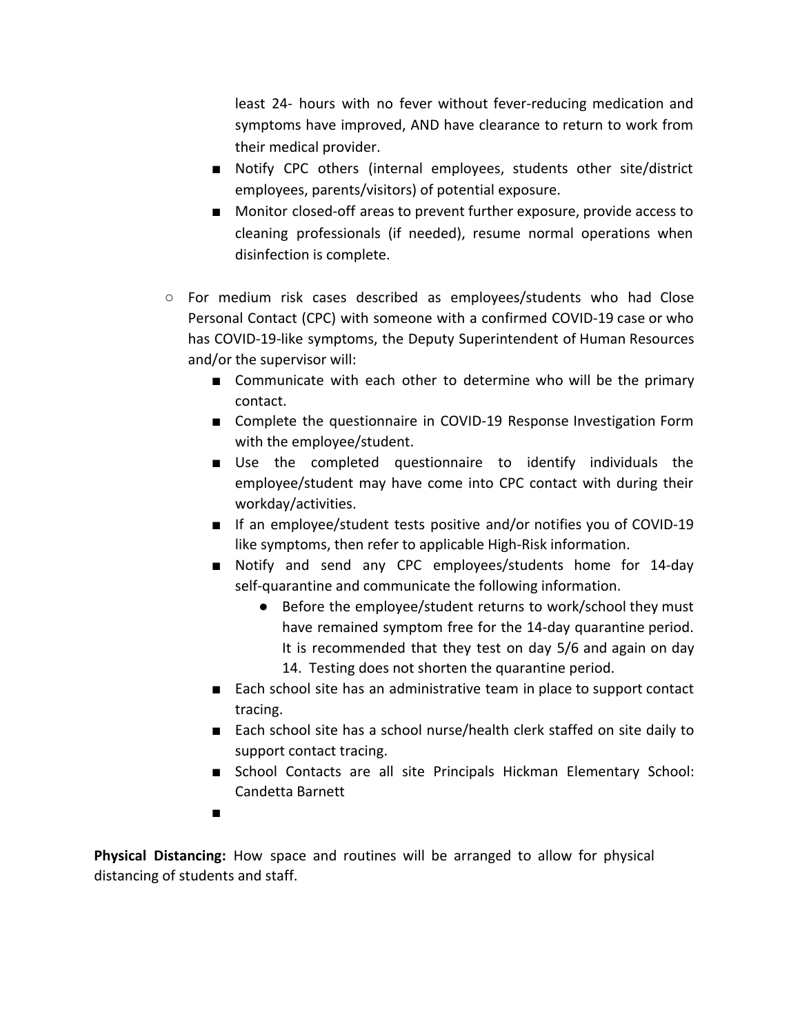least 24- hours with no fever without fever-reducing medication and symptoms have improved, AND have clearance to return to work from their medical provider.

    - Notify CPC others (internal employees, students other site/district employees, parents/visitors) of potential exposure.
    - Monitor closed-off areas to prevent further exposure, provide access to cleaning professionals (if needed), resume normal operations when disinfection is complete.

- For medium risk cases described as employees/students who had Close Personal Contact (CPC) with someone with a confirmed COVID-19 case or who has COVID-19-like symptoms, the Deputy Superintendent of Human Resources and/or the supervisor will:
    - Communicate with each other to determine who will be the primary contact.
    - Complete the questionnaire in COVID-19 Response Investigation Form with the employee/student.
    - Use the completed questionnaire to identify individuals the employee/student may have come into CPC contact with during their workday/activities.
    - If an employee/student tests positive and/or notifies you of COVID-19 like symptoms, then refer to applicable High-Risk information.
    - Notify and send any CPC employees/students home for 14-day self-quarantine and communicate the following information.
        - Before the employee/student returns to work/school they must have remained symptom free for the 14-day quarantine period. It is recommended that they test on day 5/6 and again on day 14. Testing does not shorten the quarantine period.
    - Each school site has an administrative team in place to support contact tracing.
    - Each school site has a school nurse/health clerk staffed on site daily to support contact tracing.
    - School Contacts are all site Principals Hickman Elementary School: Candetta Barnett
    - 

**Physical Distancing:** How space and routines will be arranged to allow for physical distancing of students and staff.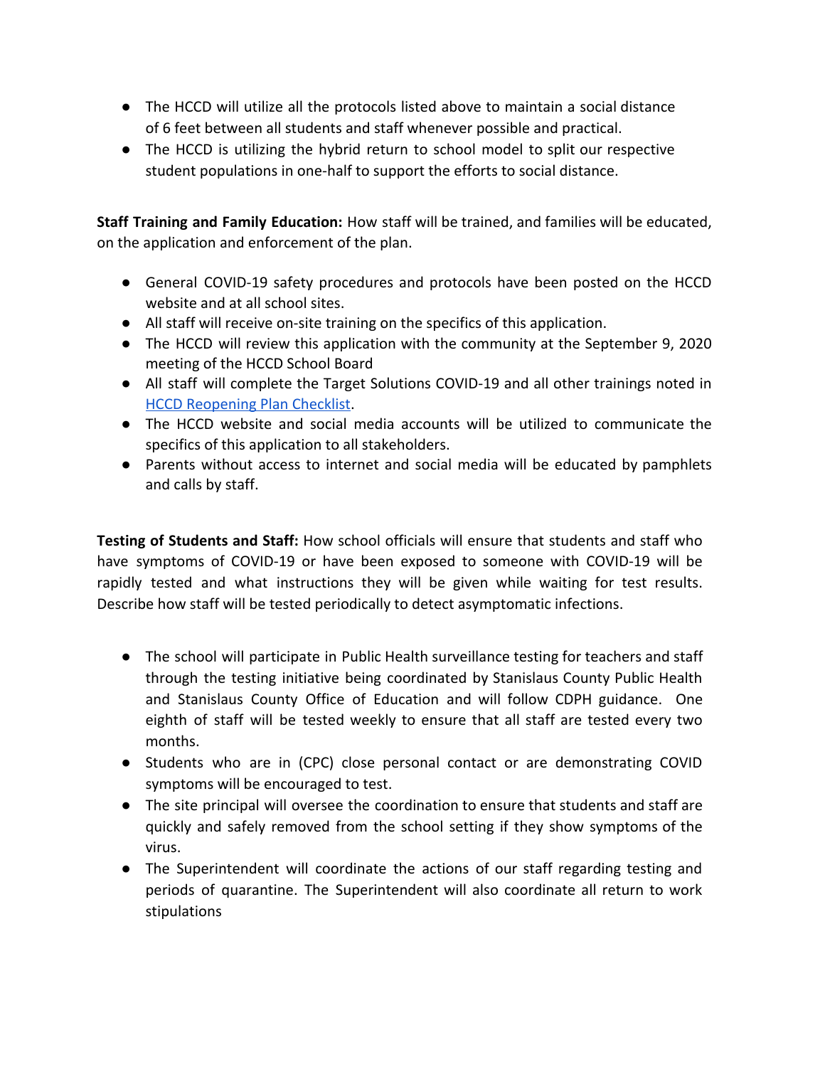- The HCCD will utilize all the protocols listed above to maintain a social distance of 6 feet between all students and staff whenever possible and practical.
- The HCCD is utilizing the hybrid return to school model to split our respective student populations in one-half to support the efforts to social distance.

**Staff Training and Family Education:** How staff will be trained, and families will be educated, on the application and enforcement of the plan.

- General COVID-19 safety procedures and protocols have been posted on the HCCD website and at all school sites.
- All staff will receive on-site training on the specifics of this application.
- The HCCD will review this application with the community at the September 9, 2020 meeting of the HCCD School Board
- All staff will complete the Target Solutions COVID-19 and all other trainings noted in HCCD Reopening Plan Checklist.
- The HCCD website and social media accounts will be utilized to communicate the specifics of this application to all stakeholders.
- Parents without access to internet and social media will be educated by pamphlets and calls by staff.

**Testing of Students and Staff:** How school officials will ensure that students and staff who have symptoms of COVID-19 or have been exposed to someone with COVID-19 will be rapidly tested and what instructions they will be given while waiting for test results. Describe how staff will be tested periodically to detect asymptomatic infections.

- The school will participate in Public Health surveillance testing for teachers and staff through the testing initiative being coordinated by Stanislaus County Public Health and Stanislaus County Office of Education and will follow CDPH guidance. One eighth of staff will be tested weekly to ensure that all staff are tested every two months.
- Students who are in (CPC) close personal contact or are demonstrating COVID symptoms will be encouraged to test.
- The site principal will oversee the coordination to ensure that students and staff are quickly and safely removed from the school setting if they show symptoms of the virus.
- The Superintendent will coordinate the actions of our staff regarding testing and periods of quarantine. The Superintendent will also coordinate all return to work stipulations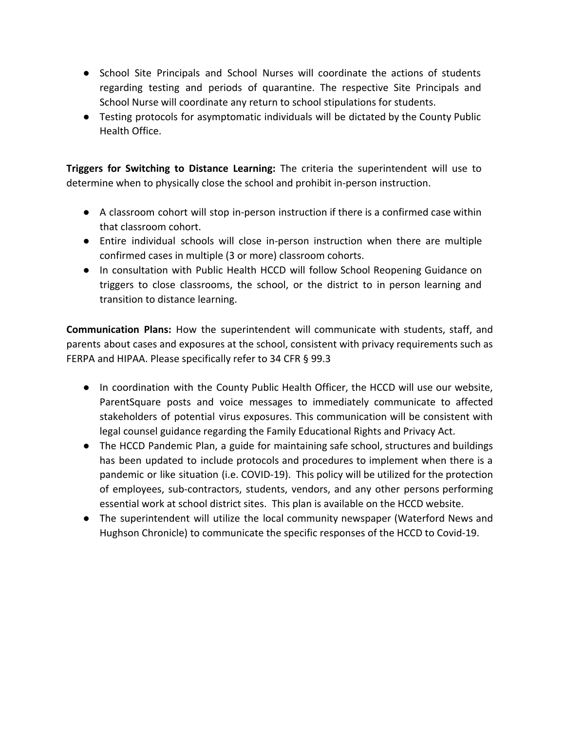- School Site Principals and School Nurses will coordinate the actions of students regarding testing and periods of quarantine. The respective Site Principals and School Nurse will coordinate any return to school stipulations for students.
- Testing protocols for asymptomatic individuals will be dictated by the County Public Health Office.

**Triggers for Switching to Distance Learning:** The criteria the superintendent will use to determine when to physically close the school and prohibit in-person instruction.

- A classroom cohort will stop in-person instruction if there is a confirmed case within that classroom cohort.
- Entire individual schools will close in-person instruction when there are multiple confirmed cases in multiple (3 or more) classroom cohorts.
- In consultation with Public Health HCCD will follow School Reopening Guidance on triggers to close classrooms, the school, or the district to in person learning and transition to distance learning.

**Communication Plans:** How the superintendent will communicate with students, staff, and parents about cases and exposures at the school, consistent with privacy requirements such as FERPA and HIPAA. Please specifically refer to 34 CFR § 99.3

- In coordination with the County Public Health Officer, the HCCD will use our website, ParentSquare posts and voice messages to immediately communicate to affected stakeholders of potential virus exposures. This communication will be consistent with legal counsel guidance regarding the Family Educational Rights and Privacy Act.
- The HCCD Pandemic Plan, a guide for maintaining safe school, structures and buildings has been updated to include protocols and procedures to implement when there is a pandemic or like situation (i.e. COVID-19). This policy will be utilized for the protection of employees, sub-contractors, students, vendors, and any other persons performing essential work at school district sites. This plan is available on the HCCD website.
- The superintendent will utilize the local community newspaper (Waterford News and Hughson Chronicle) to communicate the specific responses of the HCCD to Covid-19.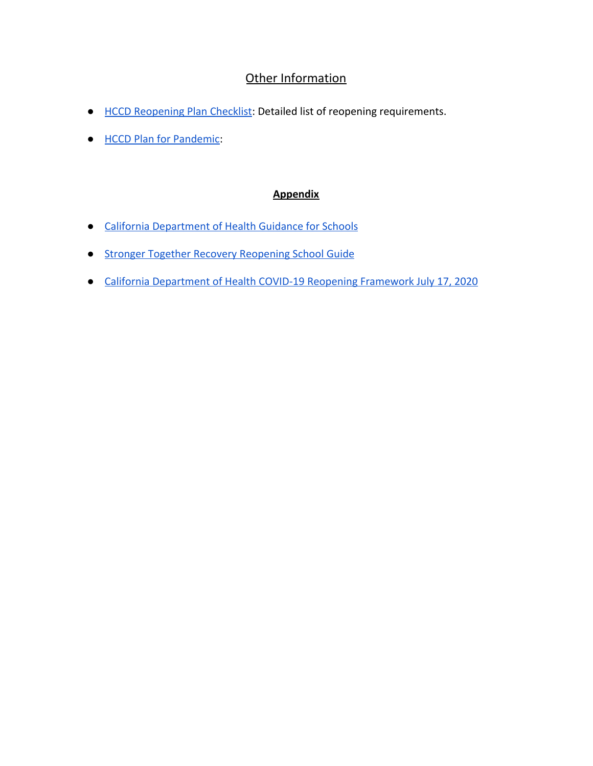## Other Information

- HCCD Reopening Plan Checklist: Detailed list of reopening requirements.
- HCCD Plan for Pandemic:

## **Appendix**

- California Department of Health Guidance for Schools
- Stronger Together Recovery Reopening School Guide
- California Department of Health COVID-19 Reopening Framework July 17, 2020